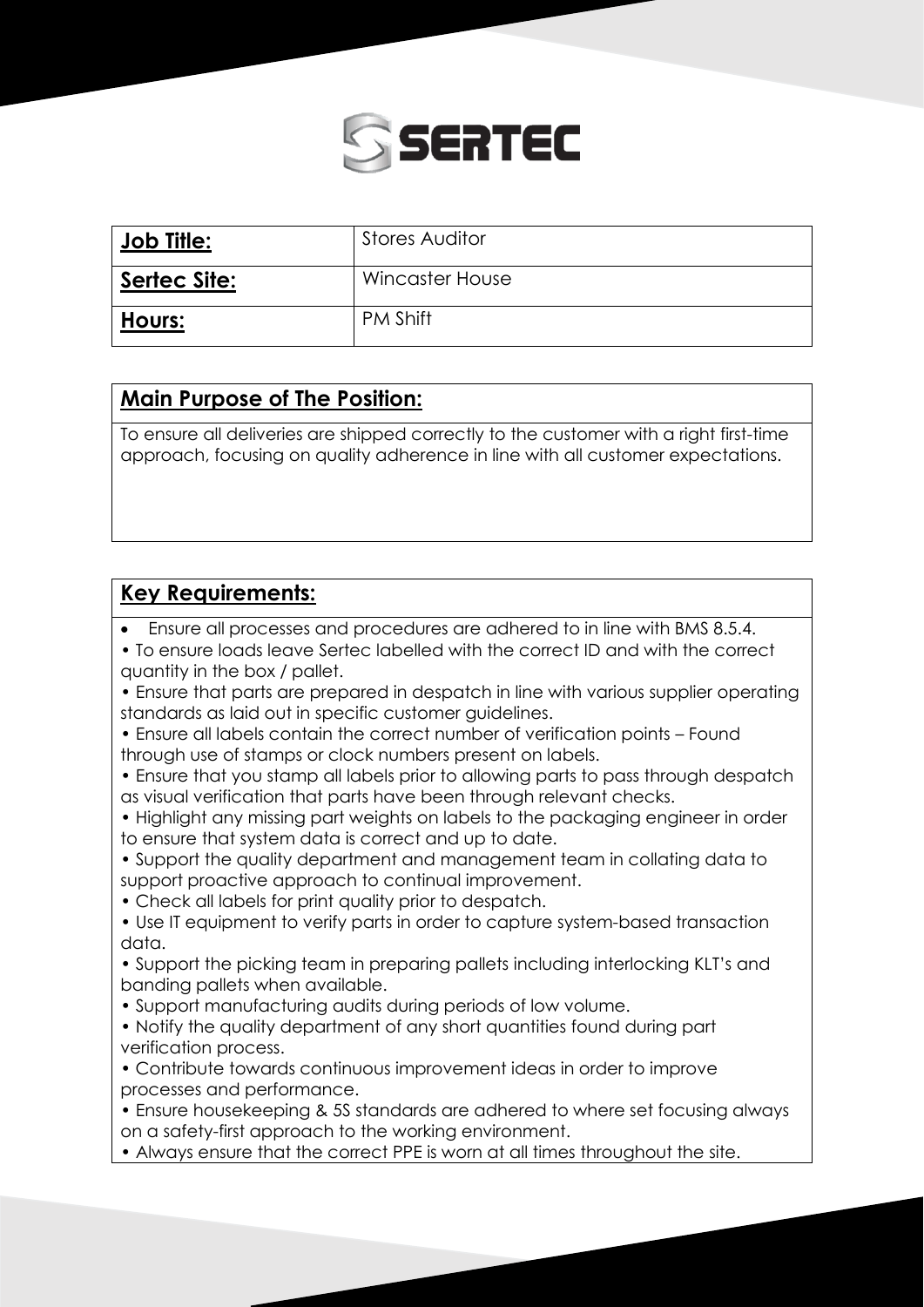| **Job Title:** | Stores Auditor |
| --- | --- |
| **Sertec Site:** | Wincaster House |
| **Hours:** | PM Shift |

## Main Purpose of The Position:

To ensure all deliveries are shipped correctly to the customer with a right first-time approach, focusing on quality adherence in line with all customer expectations.

## Key Requirements:

- Ensure all processes and procedures are adhered to in line with BMS 8.5.4.
- To ensure loads leave Sertec labelled with the correct ID and with the correct quantity in the box / pallet.
- Ensure that parts are prepared in despatch in line with various supplier operating standards as laid out in specific customer guidelines.
- Ensure all labels contain the correct number of verification points – Found through use of stamps or clock numbers present on labels.
- Ensure that you stamp all labels prior to allowing parts to pass through despatch as visual verification that parts have been through relevant checks.
- Highlight any missing part weights on labels to the packaging engineer in order to ensure that system data is correct and up to date.
- Support the quality department and management team in collating data to support proactive approach to continual improvement.
- Check all labels for print quality prior to despatch.
- Use IT equipment to verify parts in order to capture system-based transaction data.
- Support the picking team in preparing pallets including interlocking KLT's and banding pallets when available.
- Support manufacturing audits during periods of low volume.
- Notify the quality department of any short quantities found during part verification process.
- Contribute towards continuous improvement ideas in order to improve processes and performance.
- Ensure housekeeping & 5S standards are adhered to where set focusing always on a safety-first approach to the working environment.
- Always ensure that the correct PPE is worn at all times throughout the site.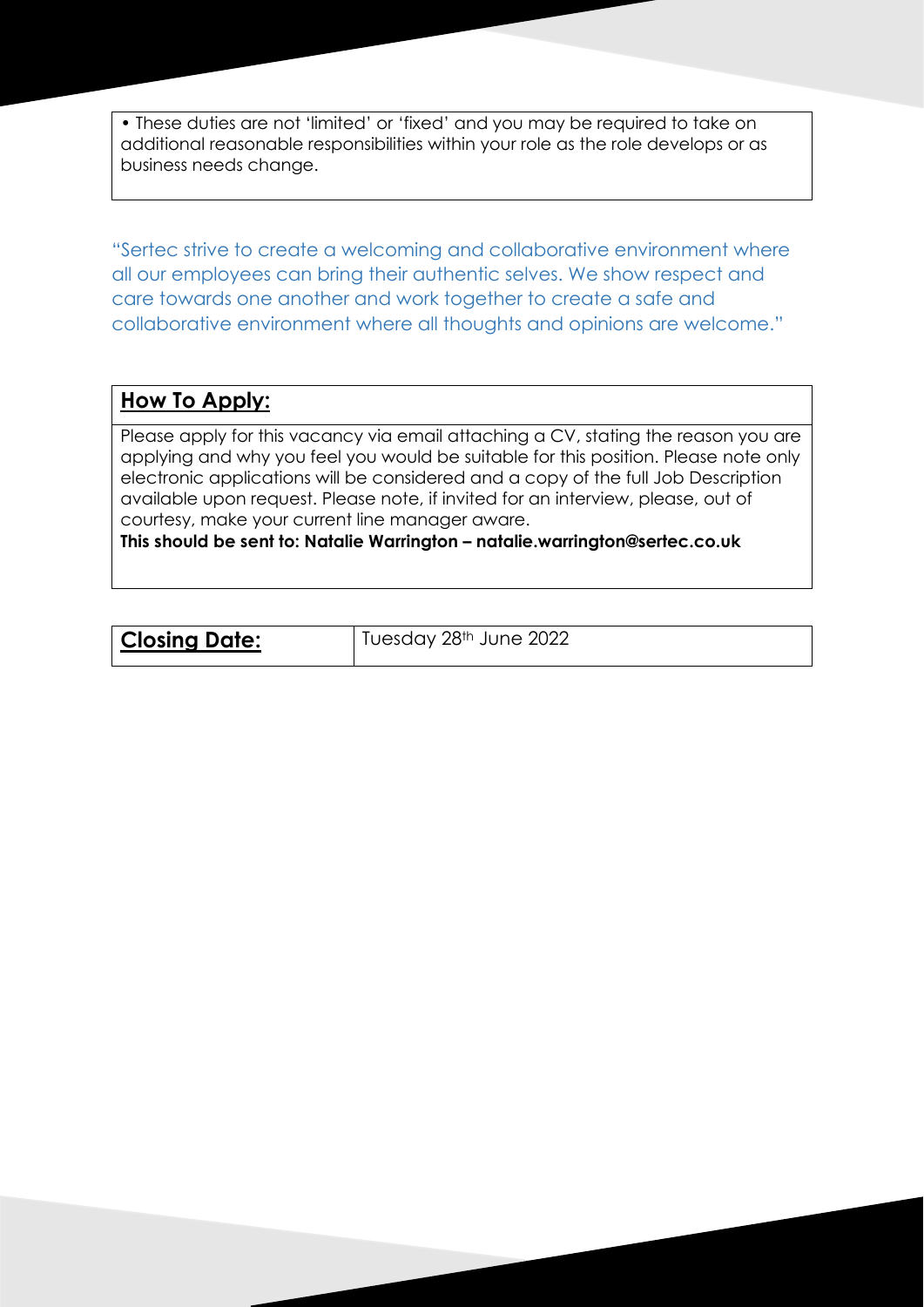- These duties are not 'limited' or 'fixed' and you may be required to take on additional reasonable responsibilities within your role as the role develops or as business needs change.

"Sertec strive to create a welcoming and collaborative environment where all our employees can bring their authentic selves. We show respect and care towards one another and work together to create a safe and collaborative environment where all thoughts and opinions are welcome."

## How To Apply:

Please apply for this vacancy via email attaching a CV, stating the reason you are applying and why you feel you would be suitable for this position. Please note only electronic applications will be considered and a copy of the full Job Description available upon request. Please note, if invited for an interview, please, out of courtesy, make your current line manager aware.

**This should be sent to: Natalie Warrington – natalie.warrington@sertec.co.uk**

| | |
|---|---|
| **Closing Date:** | Tuesday 28th June 2022 |